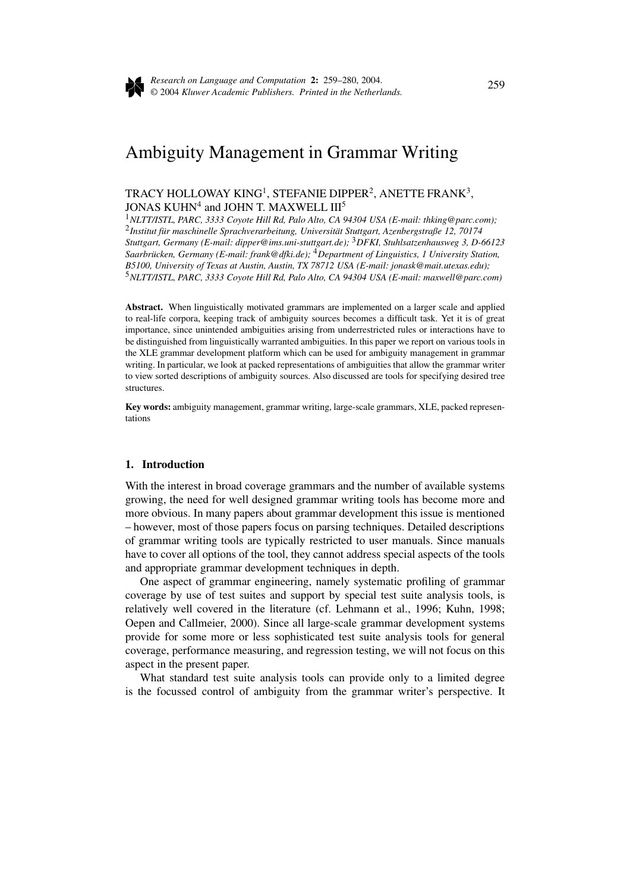# Ambiguity Management in Grammar Writing

TRACY HOLLOWAY KING[1], STEFANIE DIPPER[2], ANETTE FRANK[3], JONAS KUHN[4] and JOHN T. MAXWELL III[5]

[1]*NLTT/ISTL, PARC, 3333 Coyote Hill Rd, Palo Alto, CA 94304 USA (E-mail: thking@parc.com);* [2]*Institut für maschinelle Sprachverarbeitung, Universität Stuttgart, Azenbergstraße 12, 70174 Stuttgart, Germany (E-mail: dipper@ims.uni-stuttgart.de);* [3]*DFKI, Stuhlsatzenhausweg 3, D-66123 Saarbrücken, Germany (E-mail: frank@dfki.de);* [4]*Department of Linguistics, 1 University Station, B5100, University of Texas at Austin, Austin, TX 78712 USA (E-mail: jonask@mait.utexas.edu);* [5]*NLTT/ISTL, PARC, 3333 Coyote Hill Rd, Palo Alto, CA 94304 USA (E-mail: maxwell@parc.com)*

**Abstract.** When linguistically motivated grammars are implemented on a larger scale and applied to real-life corpora, keeping track of ambiguity sources becomes a difficult task. Yet it is of great importance, since unintended ambiguities arising from underrestricted rules or interactions have to be distinguished from linguistically warranted ambiguities. In this paper we report on various tools in the XLE grammar development platform which can be used for ambiguity management in grammar writing. In particular, we look at packed representations of ambiguities that allow the grammar writer to view sorted descriptions of ambiguity sources. Also discussed are tools for specifying desired tree structures.

**Key words:** ambiguity management, grammar writing, large-scale grammars, XLE, packed representations

## 1. Introduction

With the interest in broad coverage grammars and the number of available systems growing, the need for well designed grammar writing tools has become more and more obvious. In many papers about grammar development this issue is mentioned – however, most of those papers focus on parsing techniques. Detailed descriptions of grammar writing tools are typically restricted to user manuals. Since manuals have to cover all options of the tool, they cannot address special aspects of the tools and appropriate grammar development techniques in depth.

One aspect of grammar engineering, namely systematic profiling of grammar coverage by use of test suites and support by special test suite analysis tools, is relatively well covered in the literature (cf. Lehmann et al., 1996; Kuhn, 1998; Oepen and Callmeier, 2000). Since all large-scale grammar development systems provide for some more or less sophisticated test suite analysis tools for general coverage, performance measuring, and regression testing, we will not focus on this aspect in the present paper.

What standard test suite analysis tools can provide only to a limited degree is the focussed control of ambiguity from the grammar writer's perspective. It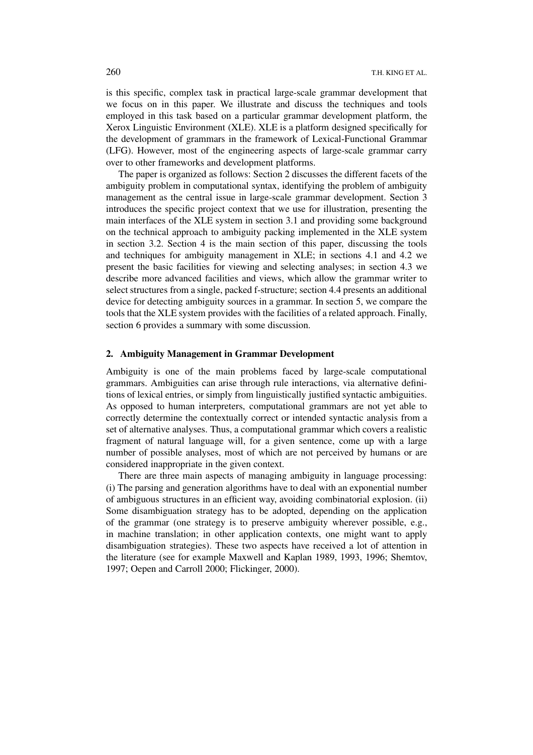is this specific, complex task in practical large-scale grammar development that we focus on in this paper. We illustrate and discuss the techniques and tools employed in this task based on a particular grammar development platform, the Xerox Linguistic Environment (XLE). XLE is a platform designed specifically for the development of grammars in the framework of Lexical-Functional Grammar (LFG). However, most of the engineering aspects of large-scale grammar carry over to other frameworks and development platforms.

The paper is organized as follows: Section 2 discusses the different facets of the ambiguity problem in computational syntax, identifying the problem of ambiguity management as the central issue in large-scale grammar development. Section 3 introduces the specific project context that we use for illustration, presenting the main interfaces of the XLE system in section 3.1 and providing some background on the technical approach to ambiguity packing implemented in the XLE system in section 3.2. Section 4 is the main section of this paper, discussing the tools and techniques for ambiguity management in XLE; in sections 4.1 and 4.2 we present the basic facilities for viewing and selecting analyses; in section 4.3 we describe more advanced facilities and views, which allow the grammar writer to select structures from a single, packed f-structure; section 4.4 presents an additional device for detecting ambiguity sources in a grammar. In section 5, we compare the tools that the XLE system provides with the facilities of a related approach. Finally, section 6 provides a summary with some discussion.

## 2. Ambiguity Management in Grammar Development

Ambiguity is one of the main problems faced by large-scale computational grammars. Ambiguities can arise through rule interactions, via alternative definitions of lexical entries, or simply from linguistically justified syntactic ambiguities. As opposed to human interpreters, computational grammars are not yet able to correctly determine the contextually correct or intended syntactic analysis from a set of alternative analyses. Thus, a computational grammar which covers a realistic fragment of natural language will, for a given sentence, come up with a large number of possible analyses, most of which are not perceived by humans or are considered inappropriate in the given context.

There are three main aspects of managing ambiguity in language processing: (i) The parsing and generation algorithms have to deal with an exponential number of ambiguous structures in an efficient way, avoiding combinatorial explosion. (ii) Some disambiguation strategy has to be adopted, depending on the application of the grammar (one strategy is to preserve ambiguity wherever possible, e.g., in machine translation; in other application contexts, one might want to apply disambiguation strategies). These two aspects have received a lot of attention in the literature (see for example Maxwell and Kaplan 1989, 1993, 1996; Shemtov, 1997; Oepen and Carroll 2000; Flickinger, 2000).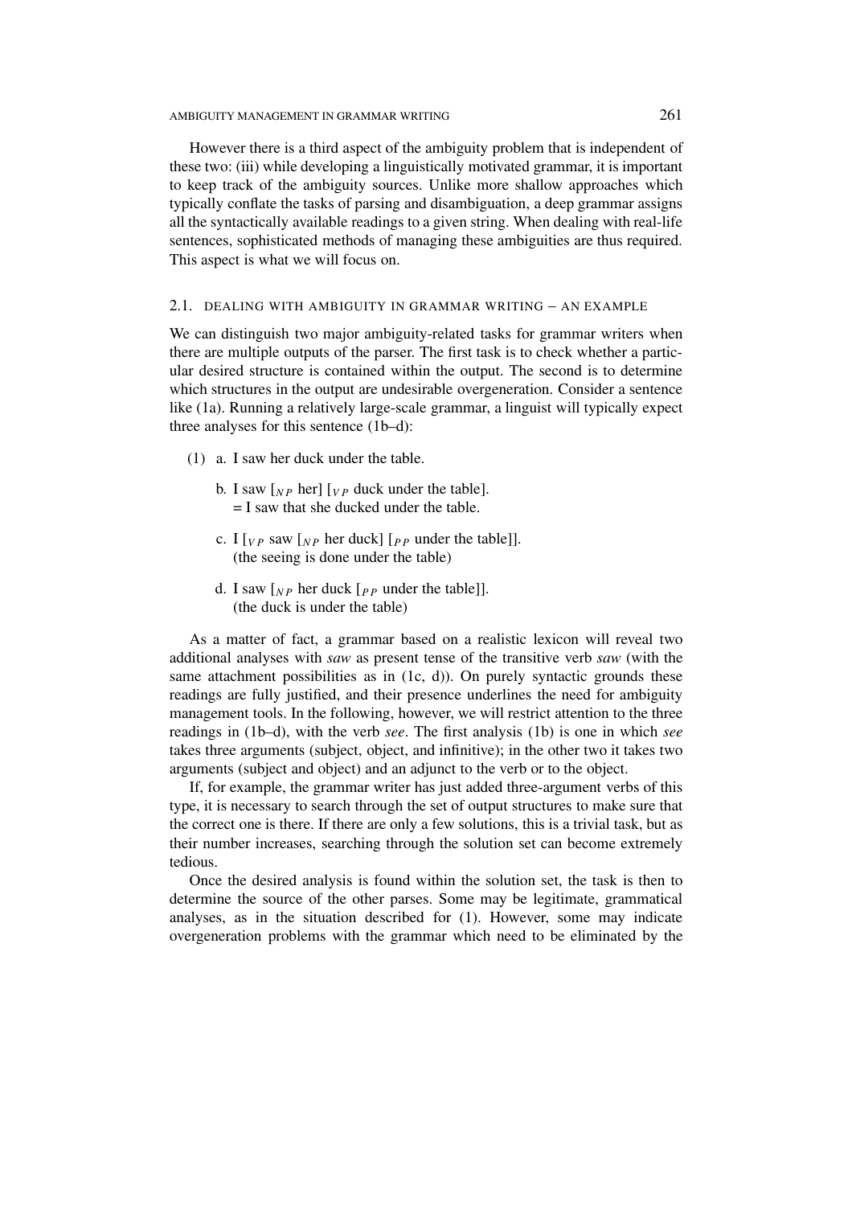However there is a third aspect of the ambiguity problem that is independent of these two: (iii) while developing a linguistically motivated grammar, it is important to keep track of the ambiguity sources. Unlike more shallow approaches which typically conflate the tasks of parsing and disambiguation, a deep grammar assigns all the syntactically available readings to a given string. When dealing with real-life sentences, sophisticated methods of managing these ambiguities are thus required. This aspect is what we will focus on.

### 2.1. DEALING WITH AMBIGUITY IN GRAMMAR WRITING – AN EXAMPLE

We can distinguish two major ambiguity-related tasks for grammar writers when there are multiple outputs of the parser. The first task is to check whether a particular desired structure is contained within the output. The second is to determine which structures in the output are undesirable overgeneration. Consider a sentence like (1a). Running a relatively large-scale grammar, a linguist will typically expect three analyses for this sentence (1b–d):

(1) a. I saw her duck under the table.

b. I saw [$_{NP}$ her] [$_{VP}$ duck under the table].
= I saw that she ducked under the table.

c. I [$_{VP}$ saw [$_{NP}$ her duck] [$_{PP}$ under the table]].
(the seeing is done under the table)

d. I saw [$_{NP}$ her duck [$_{PP}$ under the table]].
(the duck is under the table)

As a matter of fact, a grammar based on a realistic lexicon will reveal two additional analyses with *saw* as present tense of the transitive verb *saw* (with the same attachment possibilities as in (1c, d)). On purely syntactic grounds these readings are fully justified, and their presence underlines the need for ambiguity management tools. In the following, however, we will restrict attention to the three readings in (1b–d), with the verb *see*. The first analysis (1b) is one in which *see* takes three arguments (subject, object, and infinitive); in the other two it takes two arguments (subject and object) and an adjunct to the verb or to the object.

If, for example, the grammar writer has just added three-argument verbs of this type, it is necessary to search through the set of output structures to make sure that the correct one is there. If there are only a few solutions, this is a trivial task, but as their number increases, searching through the solution set can become extremely tedious.

Once the desired analysis is found within the solution set, the task is then to determine the source of the other parses. Some may be legitimate, grammatical analyses, as in the situation described for (1). However, some may indicate overgeneration problems with the grammar which need to be eliminated by the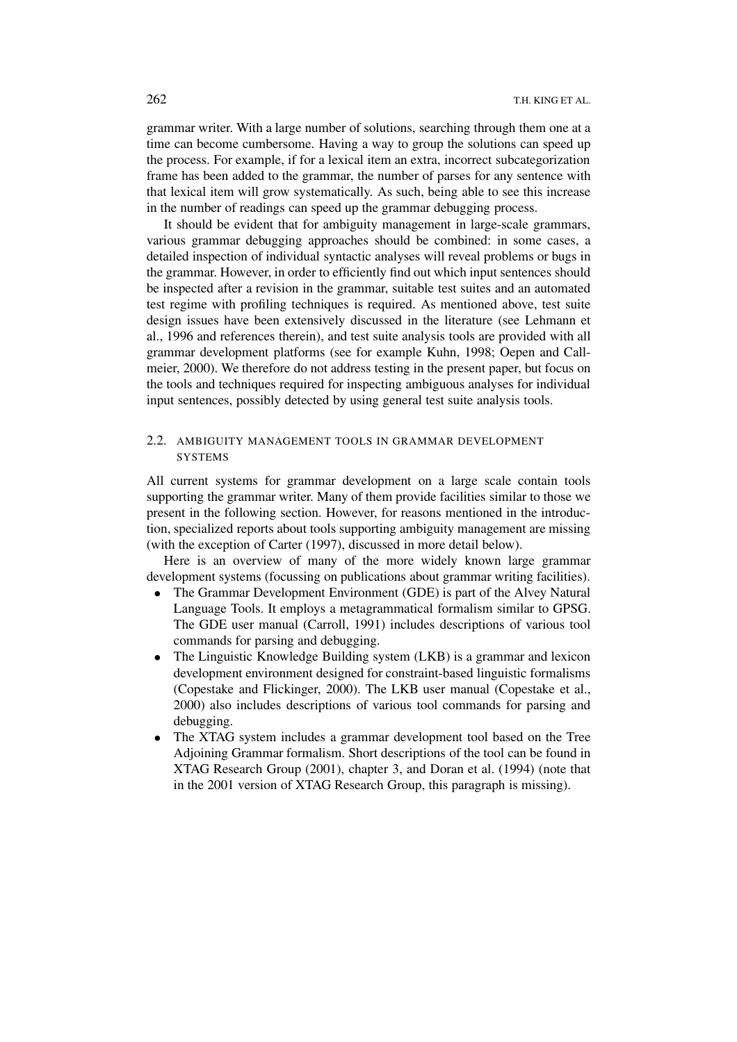grammar writer. With a large number of solutions, searching through them one at a time can become cumbersome. Having a way to group the solutions can speed up the process. For example, if for a lexical item an extra, incorrect subcategorization frame has been added to the grammar, the number of parses for any sentence with that lexical item will grow systematically. As such, being able to see this increase in the number of readings can speed up the grammar debugging process.

It should be evident that for ambiguity management in large-scale grammars, various grammar debugging approaches should be combined: in some cases, a detailed inspection of individual syntactic analyses will reveal problems or bugs in the grammar. However, in order to efficiently find out which input sentences should be inspected after a revision in the grammar, suitable test suites and an automated test regime with profiling techniques is required. As mentioned above, test suite design issues have been extensively discussed in the literature (see Lehmann et al., 1996 and references therein), and test suite analysis tools are provided with all grammar development platforms (see for example Kuhn, 1998; Oepen and Callmeier, 2000). We therefore do not address testing in the present paper, but focus on the tools and techniques required for inspecting ambiguous analyses for individual input sentences, possibly detected by using general test suite analysis tools.

### 2.2. AMBIGUITY MANAGEMENT TOOLS IN GRAMMAR DEVELOPMENT SYSTEMS

All current systems for grammar development on a large scale contain tools supporting the grammar writer. Many of them provide facilities similar to those we present in the following section. However, for reasons mentioned in the introduction, specialized reports about tools supporting ambiguity management are missing (with the exception of Carter (1997), discussed in more detail below).

Here is an overview of many of the more widely known large grammar development systems (focussing on publications about grammar writing facilities).

- The Grammar Development Environment (GDE) is part of the Alvey Natural Language Tools. It employs a metagrammatical formalism similar to GPSG. The GDE user manual (Carroll, 1991) includes descriptions of various tool commands for parsing and debugging.
- The Linguistic Knowledge Building system (LKB) is a grammar and lexicon development environment designed for constraint-based linguistic formalisms (Copestake and Flickinger, 2000). The LKB user manual (Copestake et al., 2000) also includes descriptions of various tool commands for parsing and debugging.
- The XTAG system includes a grammar development tool based on the Tree Adjoining Grammar formalism. Short descriptions of the tool can be found in XTAG Research Group (2001), chapter 3, and Doran et al. (1994) (note that in the 2001 version of XTAG Research Group, this paragraph is missing).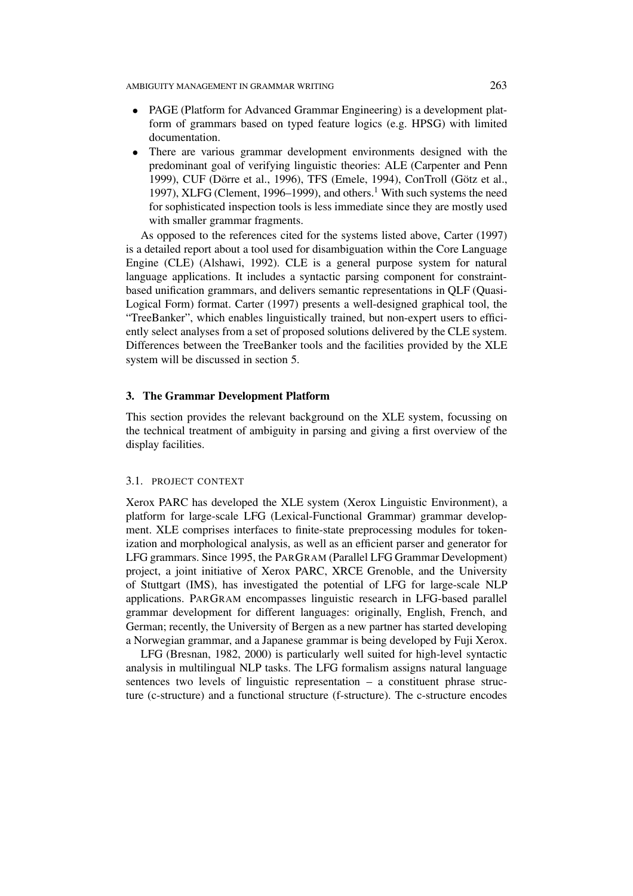- PAGE (Platform for Advanced Grammar Engineering) is a development platform of grammars based on typed feature logics (e.g. HPSG) with limited documentation.
- There are various grammar development environments designed with the predominant goal of verifying linguistic theories: ALE (Carpenter and Penn 1999), CUF (Dörre et al., 1996), TFS (Emele, 1994), ConTroll (Götz et al., 1997), XLFG (Clement, 1996–1999), and others.[1] With such systems the need for sophisticated inspection tools is less immediate since they are mostly used with smaller grammar fragments.

As opposed to the references cited for the systems listed above, Carter (1997) is a detailed report about a tool used for disambiguation within the Core Language Engine (CLE) (Alshawi, 1992). CLE is a general purpose system for natural language applications. It includes a syntactic parsing component for constraint-based unification grammars, and delivers semantic representations in QLF (Quasi-Logical Form) format. Carter (1997) presents a well-designed graphical tool, the "TreeBanker", which enables linguistically trained, but non-expert users to efficiently select analyses from a set of proposed solutions delivered by the CLE system. Differences between the TreeBanker tools and the facilities provided by the XLE system will be discussed in section 5.

## 3. The Grammar Development Platform

This section provides the relevant background on the XLE system, focussing on the technical treatment of ambiguity in parsing and giving a first overview of the display facilities.

### 3.1. Project Context

Xerox PARC has developed the XLE system (Xerox Linguistic Environment), a platform for large-scale LFG (Lexical-Functional Grammar) grammar development. XLE comprises interfaces to finite-state preprocessing modules for tokenization and morphological analysis, as well as an efficient parser and generator for LFG grammars. Since 1995, the ParGram (Parallel LFG Grammar Development) project, a joint initiative of Xerox PARC, XRCE Grenoble, and the University of Stuttgart (IMS), has investigated the potential of LFG for large-scale NLP applications. ParGram encompasses linguistic research in LFG-based parallel grammar development for different languages: originally, English, French, and German; recently, the University of Bergen as a new partner has started developing a Norwegian grammar, and a Japanese grammar is being developed by Fuji Xerox.

LFG (Bresnan, 1982, 2000) is particularly well suited for high-level syntactic analysis in multilingual NLP tasks. The LFG formalism assigns natural language sentences two levels of linguistic representation – a constituent phrase structure (c-structure) and a functional structure (f-structure). The c-structure encodes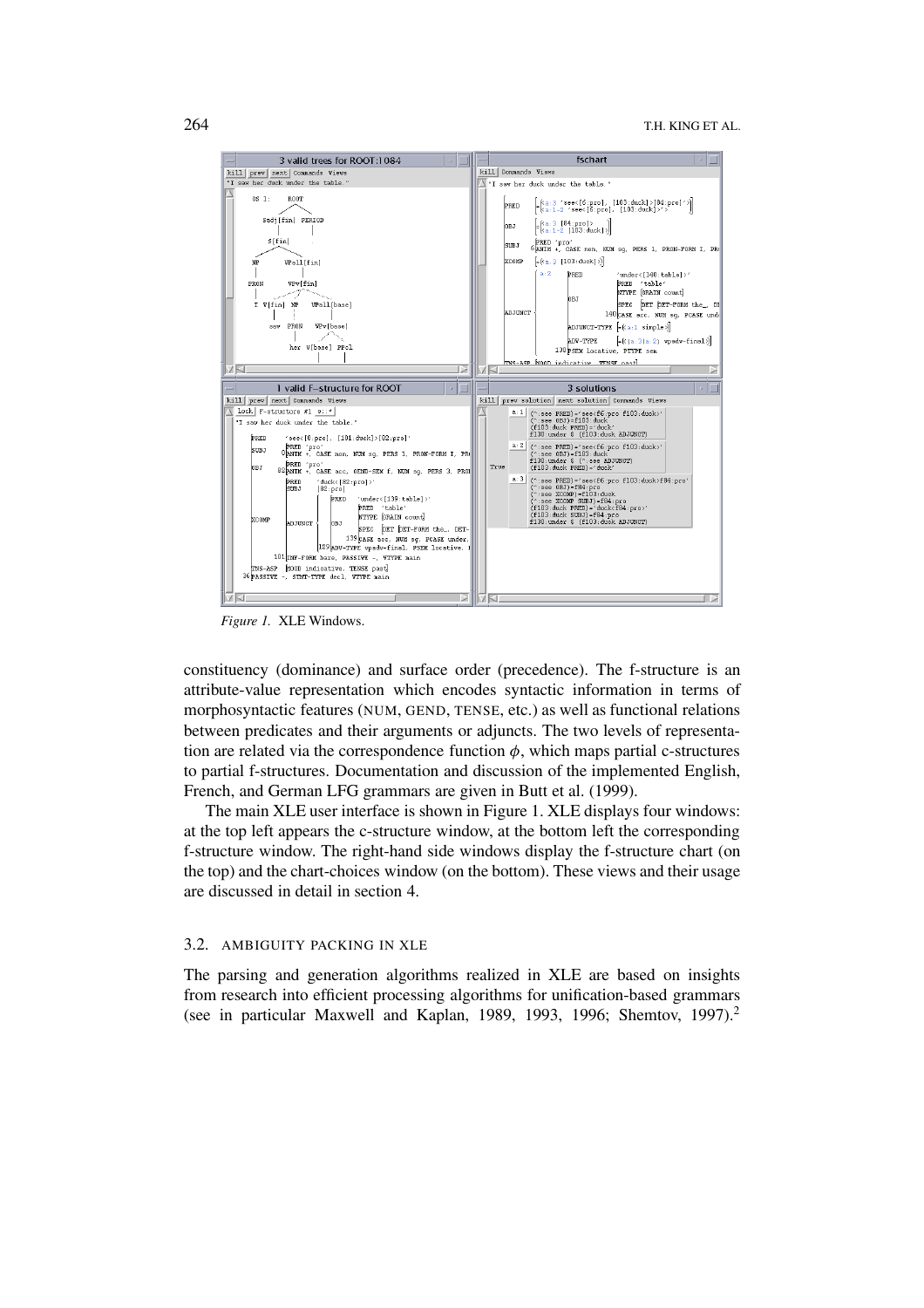*Figure 1.* XLE Windows.

constituency (dominance) and surface order (precedence). The f-structure is an attribute-value representation which encodes syntactic information in terms of morphosyntactic features (NUM, GEND, TENSE, etc.) as well as functional relations between predicates and their arguments or adjuncts. The two levels of representation are related via the correspondence function $\phi$, which maps partial c-structures to partial f-structures. Documentation and discussion of the implemented English, French, and German LFG grammars are given in Butt et al. (1999).

The main XLE user interface is shown in Figure 1. XLE displays four windows: at the top left appears the c-structure window, at the bottom left the corresponding f-structure window. The right-hand side windows display the f-structure chart (on the top) and the chart-choices window (on the bottom). These views and their usage are discussed in detail in section 4.

### 3.2. AMBIGUITY PACKING IN XLE

The parsing and generation algorithms realized in XLE are based on insights from research into efficient processing algorithms for unification-based grammars (see in particular Maxwell and Kaplan, 1989, 1993, 1996; Shemtov, 1997).[2]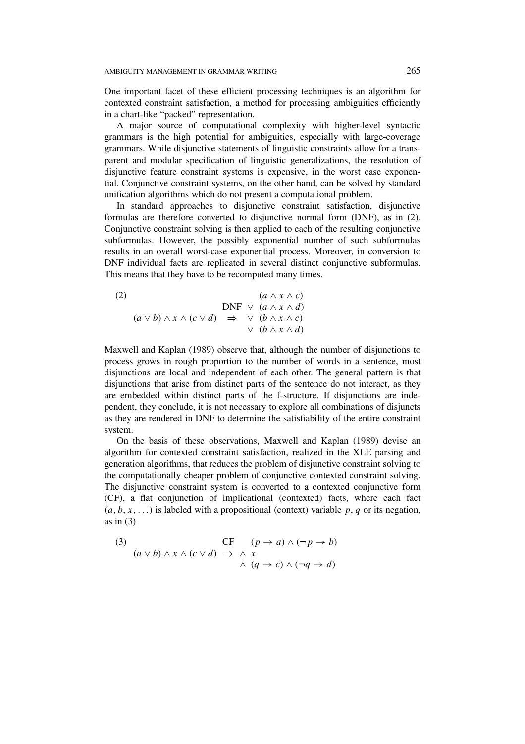One important facet of these efficient processing techniques is an algorithm for contexted constraint satisfaction, a method for processing ambiguities efficiently in a chart-like "packed" representation.

A major source of computational complexity with higher-level syntactic grammars is the high potential for ambiguities, especially with large-coverage grammars. While disjunctive statements of linguistic constraints allow for a transparent and modular specification of linguistic generalizations, the resolution of disjunctive feature constraint systems is expensive, in the worst case exponential. Conjunctive constraint systems, on the other hand, can be solved by standard unification algorithms which do not present a computational problem.

In standard approaches to disjunctive constraint satisfaction, disjunctive formulas are therefore converted to disjunctive normal form (DNF), as in (2). Conjunctive constraint solving is then applied to each of the resulting conjunctive subformulas. However, the possibly exponential number of such subformulas results in an overall worst-case exponential process. Moreover, in conversion to DNF individual facts are replicated in several distinct conjunctive subformulas. This means that they have to be recomputed many times.

(2)
$$
\begin{array}{lll}
 & & (a \wedge x \wedge c) \\
 & \text{DNF} & \vee\ (a \wedge x \wedge d) \\
(a \vee b) \wedge x \wedge (c \vee d) & \Rightarrow & \vee\ (b \wedge x \wedge c) \\
 & & \vee\ (b \wedge x \wedge d)
\end{array}
$$

Maxwell and Kaplan (1989) observe that, although the number of disjunctions to process grows in rough proportion to the number of words in a sentence, most disjunctions are local and independent of each other. The general pattern is that disjunctions that arise from distinct parts of the sentence do not interact, as they are embedded within distinct parts of the f-structure. If disjunctions are independent, they conclude, it is not necessary to explore all combinations of disjuncts as they are rendered in DNF to determine the satisfiability of the entire constraint system.

On the basis of these observations, Maxwell and Kaplan (1989) devise an algorithm for contexted constraint satisfaction, realized in the XLE parsing and generation algorithms, that reduces the problem of disjunctive constraint solving to the computationally cheaper problem of conjunctive contexted constraint solving. The disjunctive constraint system is converted to a contexted conjunctive form (CF), a flat conjunction of implicational (contexted) facts, where each fact $(a, b, x, \ldots)$ is labeled with a propositional (context) variable $p$, $q$ or its negation, as in (3)

(3)
$$
\begin{array}{lll}
 & \text{CF} & (p \rightarrow a) \wedge (\neg p \rightarrow b) \\
(a \vee b) \wedge x \wedge (c \vee d) & \Rightarrow & \wedge\ x \\
 & & \wedge\ (q \rightarrow c) \wedge (\neg q \rightarrow d)
\end{array}
$$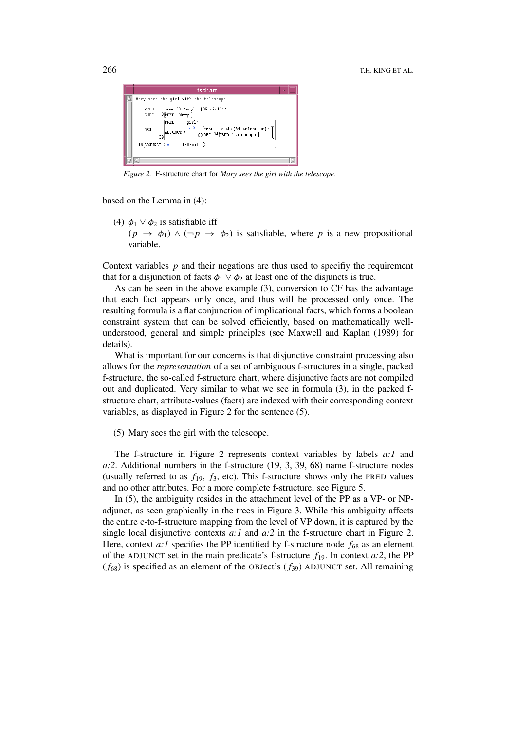*Figure 2.* F-structure chart for *Mary sees the girl with the telescope*.

based on the Lemma in (4):

(4) $\phi_1 \vee \phi_2$ is satisfiable iff
$(p \rightarrow \phi_1) \wedge (\neg p \rightarrow \phi_2)$ is satisfiable, where $p$ is a new propositional variable.

Context variables $p$ and their negations are thus used to specifiy the requirement that for a disjunction of facts $\phi_1 \vee \phi_2$ at least one of the disjuncts is true.

As can be seen in the above example (3), conversion to CF has the advantage that each fact appears only once, and thus will be processed only once. The resulting formula is a flat conjunction of implicational facts, which forms a boolean constraint system that can be solved efficiently, based on mathematically well-understood, general and simple principles (see Maxwell and Kaplan (1989) for details).

What is important for our concerns is that disjunctive constraint processing also allows for the *representation* of a set of ambiguous f-structures in a single, packed f-structure, the so-called f-structure chart, where disjunctive facts are not compiled out and duplicated. Very similar to what we see in formula (3), in the packed f-structure chart, attribute-values (facts) are indexed with their corresponding context variables, as displayed in Figure 2 for the sentence (5).

(5) Mary sees the girl with the telescope.

The f-structure in Figure 2 represents context variables by labels *a:1* and *a:2*. Additional numbers in the f-structure (19, 3, 39, 68) name f-structure nodes (usually referred to as $f_{19}$, $f_3$, etc). This f-structure shows only the PRED values and no other attributes. For a more complete f-structure, see Figure 5.

In (5), the ambiguity resides in the attachment level of the PP as a VP- or NP-adjunct, as seen graphically in the trees in Figure 3. While this ambiguity affects the entire c-to-f-structure mapping from the level of VP down, it is captured by the single local disjunctive contexts *a:1* and *a:2* in the f-structure chart in Figure 2. Here, context *a:1* specifies the PP identified by f-structure node $f_{68}$ as an element of the ADJUNCT set in the main predicate's f-structure $f_{19}$. In context *a:2*, the PP ($f_{68}$) is specified as an element of the OBJect's ($f_{39}$) ADJUNCT set. All remaining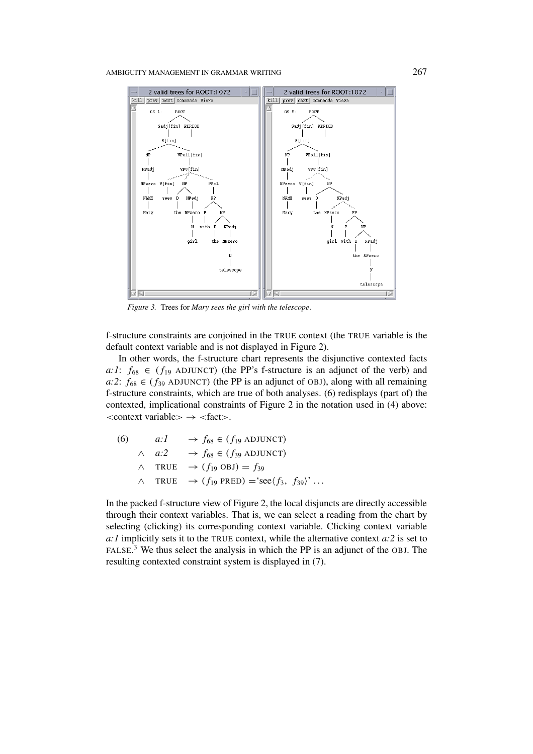*Figure 3.* Trees for *Mary sees the girl with the telescope*.

f-structure constraints are conjoined in the TRUE context (the TRUE variable is the default context variable and is not displayed in Figure 2).

In other words, the f-structure chart represents the disjunctive contexted facts *a:1*: $f_{68} \in (f_{19}$ ADJUNCT) (the PP's f-structure is an adjunct of the verb) and *a:2*: $f_{68} \in (f_{39}$ ADJUNCT) (the PP is an adjunct of OBJ), along with all remaining f-structure constraints, which are true of both analyses. (6) redisplays (part of) the contexted, implicational constraints of Figure 2 in the notation used in (4) above: <context variable> → <fact>.

$$
\begin{array}{lll}
(6) & a{:}1 & \rightarrow f_{68} \in (f_{19}\ \text{ADJUNCT}) \\
\wedge & a{:}2 & \rightarrow f_{68} \in (f_{39}\ \text{ADJUNCT}) \\
\wedge & \text{TRUE} & \rightarrow (f_{19}\ \text{OBJ}) = f_{39} \\
\wedge & \text{TRUE} & \rightarrow (f_{19}\ \text{PRED}) = \text{`see}\langle f_3,\ f_{39}\rangle\text{'} \ldots
\end{array}
$$

In the packed f-structure view of Figure 2, the local disjuncts are directly accessible through their context variables. That is, we can select a reading from the chart by selecting (clicking) its corresponding context variable. Clicking context variable *a:1* implicitly sets it to the TRUE context, while the alternative context *a:2* is set to FALSE.[3] We thus select the analysis in which the PP is an adjunct of the OBJ. The resulting contexted constraint system is displayed in (7).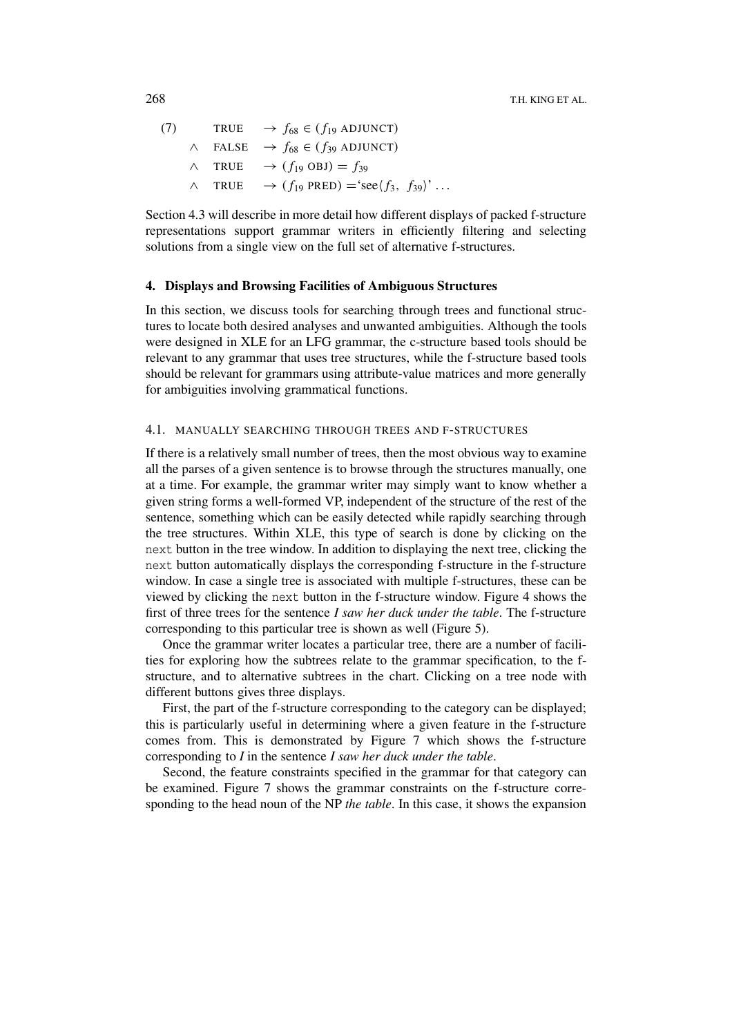(7) $\quad$ TRUE $\rightarrow f_{68} \in (f_{19}$ ADJUNCT)
$\quad\wedge$ FALSE $\rightarrow f_{68} \in (f_{39}$ ADJUNCT)
$\quad\wedge$ TRUE $\rightarrow (f_{19}$ OBJ) $= f_{39}$
$\quad\wedge$ TRUE $\rightarrow (f_{19}$ PRED) $=$'see$\langle f_3,\ f_{39}\rangle$' ...

Section 4.3 will describe in more detail how different displays of packed f-structure representations support grammar writers in efficiently filtering and selecting solutions from a single view on the full set of alternative f-structures.

## 4. Displays and Browsing Facilities of Ambiguous Structures

In this section, we discuss tools for searching through trees and functional structures to locate both desired analyses and unwanted ambiguities. Although the tools were designed in XLE for an LFG grammar, the c-structure based tools should be relevant to any grammar that uses tree structures, while the f-structure based tools should be relevant for grammars using attribute-value matrices and more generally for ambiguities involving grammatical functions.

### 4.1. MANUALLY SEARCHING THROUGH TREES AND F-STRUCTURES

If there is a relatively small number of trees, then the most obvious way to examine all the parses of a given sentence is to browse through the structures manually, one at a time. For example, the grammar writer may simply want to know whether a given string forms a well-formed VP, independent of the structure of the rest of the sentence, something which can be easily detected while rapidly searching through the tree structures. Within XLE, this type of search is done by clicking on the `next` button in the tree window. In addition to displaying the next tree, clicking the `next` button automatically displays the corresponding f-structure in the f-structure window. In case a single tree is associated with multiple f-structures, these can be viewed by clicking the `next` button in the f-structure window. Figure 4 shows the first of three trees for the sentence *I saw her duck under the table*. The f-structure corresponding to this particular tree is shown as well (Figure 5).

Once the grammar writer locates a particular tree, there are a number of facilities for exploring how the subtrees relate to the grammar specification, to the f-structure, and to alternative subtrees in the chart. Clicking on a tree node with different buttons gives three displays.

First, the part of the f-structure corresponding to the category can be displayed; this is particularly useful in determining where a given feature in the f-structure comes from. This is demonstrated by Figure 7 which shows the f-structure corresponding to *I* in the sentence *I saw her duck under the table*.

Second, the feature constraints specified in the grammar for that category can be examined. Figure 7 shows the grammar constraints on the f-structure corresponding to the head noun of the NP *the table*. In this case, it shows the expansion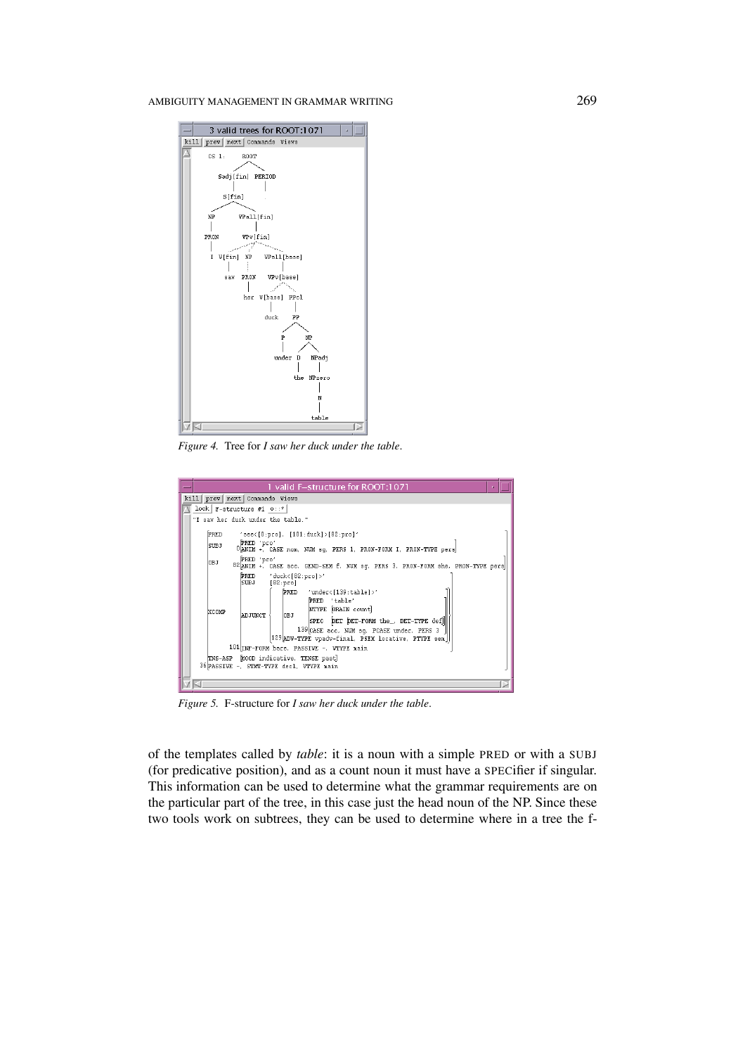*Figure 4.* Tree for *I saw her duck under the table*.

*Figure 5.* F-structure for *I saw her duck under the table*.

of the templates called by *table*: it is a noun with a simple PRED or with a SUBJ (for predicative position), and as a count noun it must have a SPECifier if singular. This information can be used to determine what the grammar requirements are on the particular part of the tree, in this case just the head noun of the NP. Since these two tools work on subtrees, they can be used to determine where in a tree the f-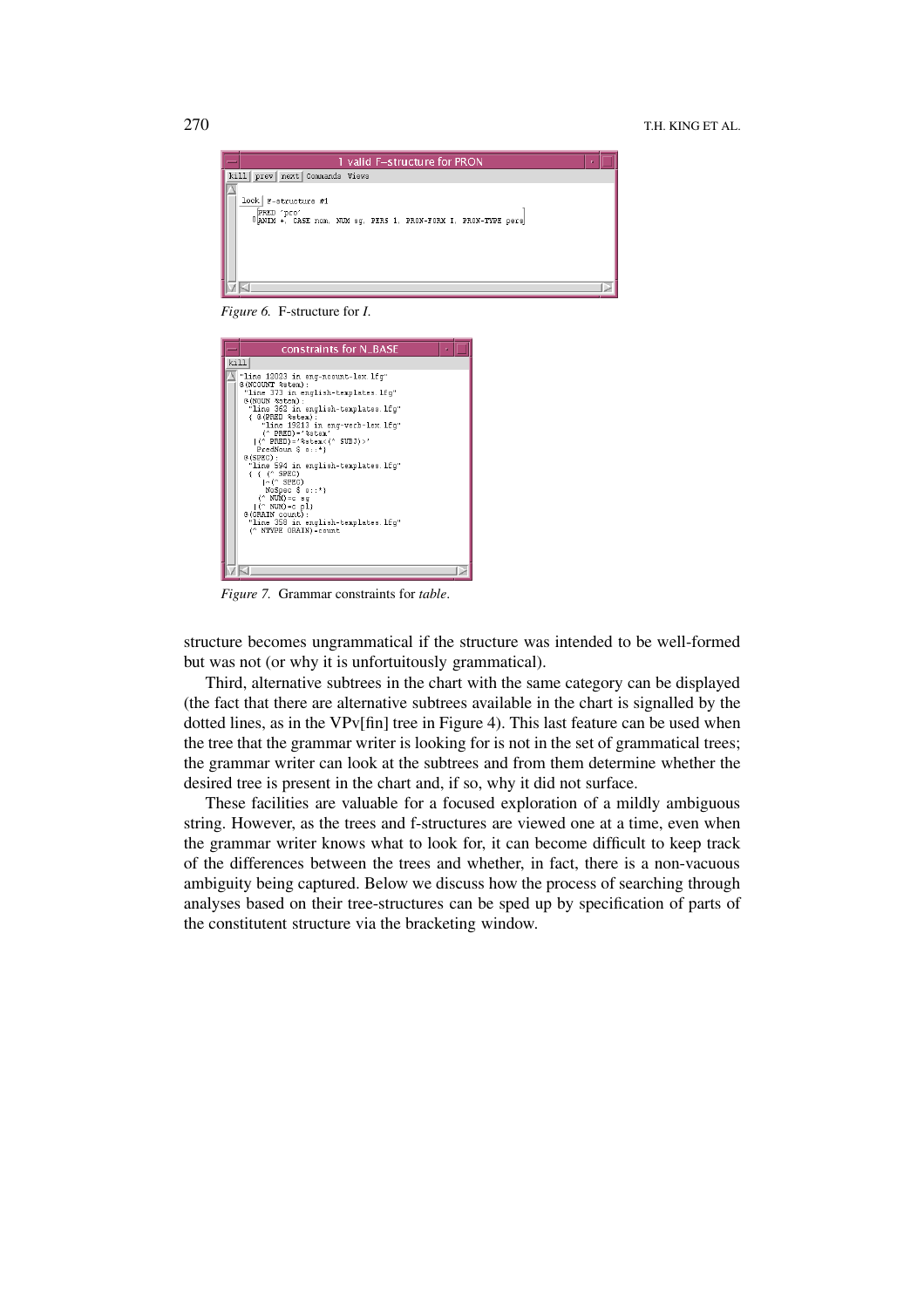*Figure 6.* F-structure for *I*.

*Figure 7.* Grammar constraints for *table*.

structure becomes ungrammatical if the structure was intended to be well-formed but was not (or why it is unfortuitously grammatical).

Third, alternative subtrees in the chart with the same category can be displayed (the fact that there are alternative subtrees available in the chart is signalled by the dotted lines, as in the VPv[fin] tree in Figure 4). This last feature can be used when the tree that the grammar writer is looking for is not in the set of grammatical trees; the grammar writer can look at the subtrees and from them determine whether the desired tree is present in the chart and, if so, why it did not surface.

These facilities are valuable for a focused exploration of a mildly ambiguous string. However, as the trees and f-structures are viewed one at a time, even when the grammar writer knows what to look for, it can become difficult to keep track of the differences between the trees and whether, in fact, there is a non-vacuous ambiguity being captured. Below we discuss how the process of searching through analyses based on their tree-structures can be sped up by specification of parts of the constitutent structure via the bracketing window.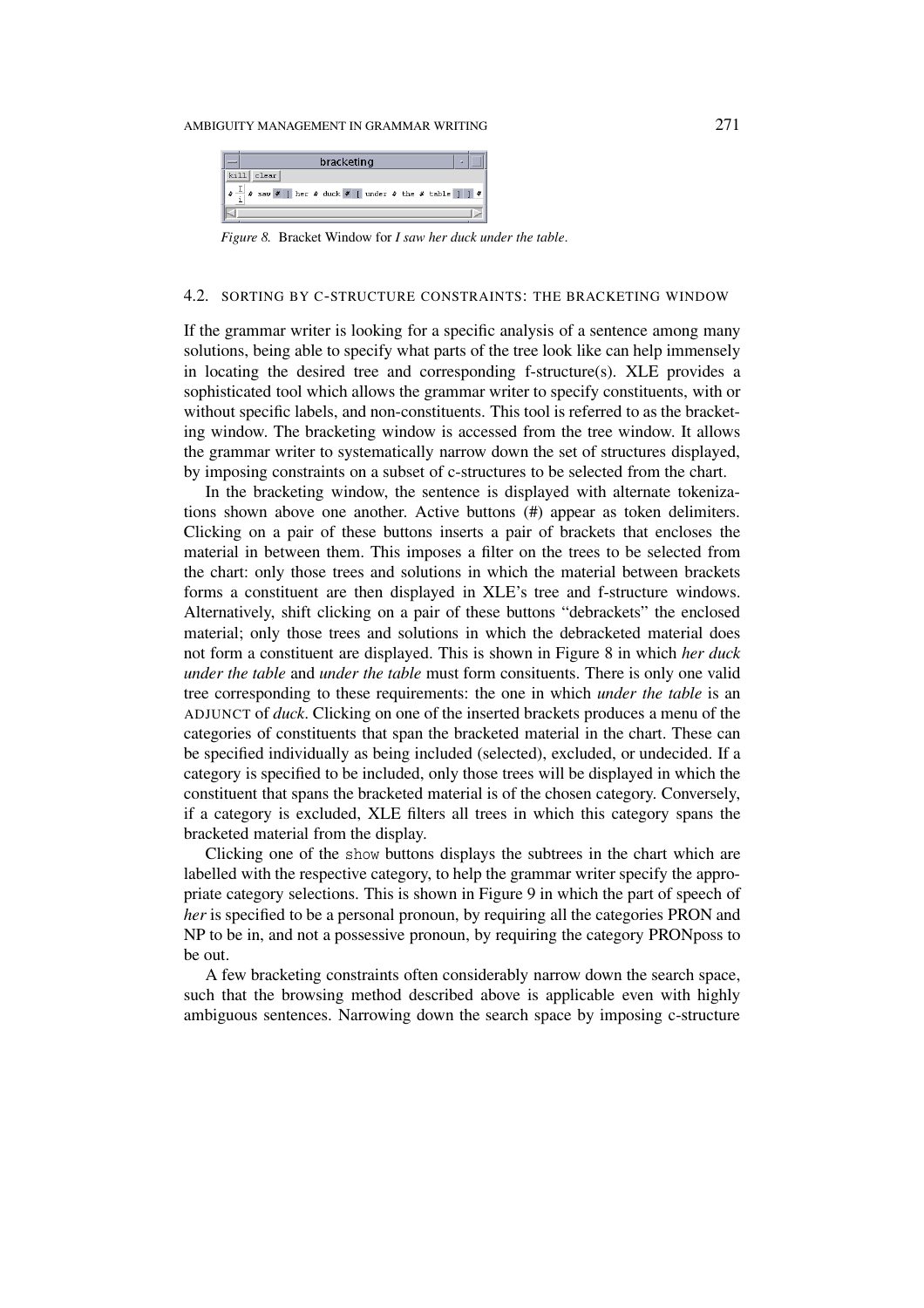*Figure 8.* Bracket Window for *I saw her duck under the table*.

### 4.2. SORTING BY C-STRUCTURE CONSTRAINTS: THE BRACKETING WINDOW

If the grammar writer is looking for a specific analysis of a sentence among many solutions, being able to specify what parts of the tree look like can help immensely in locating the desired tree and corresponding f-structure(s). XLE provides a sophisticated tool which allows the grammar writer to specify constituents, with or without specific labels, and non-constituents. This tool is referred to as the bracketing window. The bracketing window is accessed from the tree window. It allows the grammar writer to systematically narrow down the set of structures displayed, by imposing constraints on a subset of c-structures to be selected from the chart.

In the bracketing window, the sentence is displayed with alternate tokenizations shown above one another. Active buttons (#) appear as token delimiters. Clicking on a pair of these buttons inserts a pair of brackets that encloses the material in between them. This imposes a filter on the trees to be selected from the chart: only those trees and solutions in which the material between brackets forms a constituent are then displayed in XLE's tree and f-structure windows. Alternatively, shift clicking on a pair of these buttons "debrackets" the enclosed material; only those trees and solutions in which the debracketed material does not form a constituent are displayed. This is shown in Figure 8 in which *her duck under the table* and *under the table* must form consituents. There is only one valid tree corresponding to these requirements: the one in which *under the table* is an ADJUNCT of *duck*. Clicking on one of the inserted brackets produces a menu of the categories of constituents that span the bracketed material in the chart. These can be specified individually as being included (selected), excluded, or undecided. If a category is specified to be included, only those trees will be displayed in which the constituent that spans the bracketed material is of the chosen category. Conversely, if a category is excluded, XLE filters all trees in which this category spans the bracketed material from the display.

Clicking one of the `show` buttons displays the subtrees in the chart which are labelled with the respective category, to help the grammar writer specify the appropriate category selections. This is shown in Figure 9 in which the part of speech of *her* is specified to be a personal pronoun, by requiring all the categories PRON and NP to be in, and not a possessive pronoun, by requiring the category PRONposs to be out.

A few bracketing constraints often considerably narrow down the search space, such that the browsing method described above is applicable even with highly ambiguous sentences. Narrowing down the search space by imposing c-structure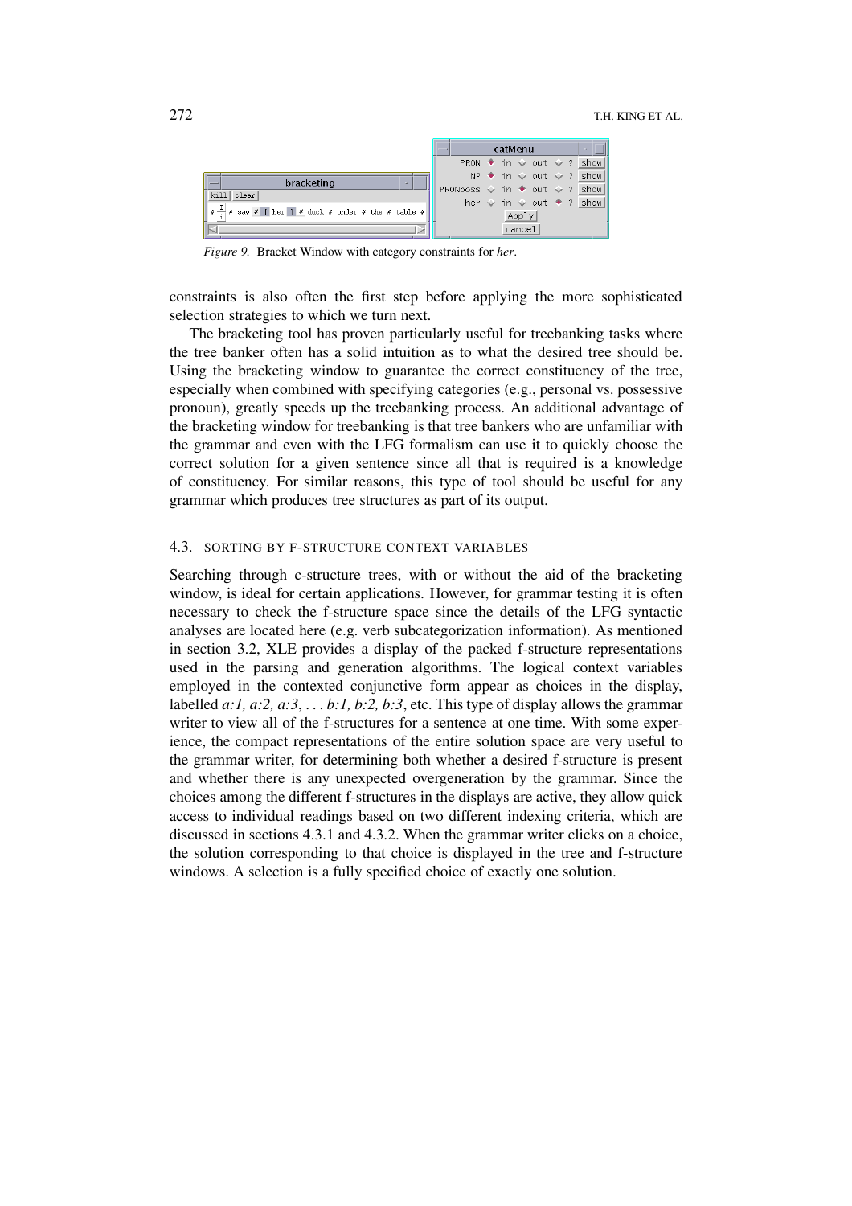*Figure 9.* Bracket Window with category constraints for *her*.

constraints is also often the first step before applying the more sophisticated selection strategies to which we turn next.

The bracketing tool has proven particularly useful for treebanking tasks where the tree banker often has a solid intuition as to what the desired tree should be. Using the bracketing window to guarantee the correct constituency of the tree, especially when combined with specifying categories (e.g., personal vs. possessive pronoun), greatly speeds up the treebanking process. An additional advantage of the bracketing window for treebanking is that tree bankers who are unfamiliar with the grammar and even with the LFG formalism can use it to quickly choose the correct solution for a given sentence since all that is required is a knowledge of constituency. For similar reasons, this type of tool should be useful for any grammar which produces tree structures as part of its output.

### 4.3. SORTING BY F-STRUCTURE CONTEXT VARIABLES

Searching through c-structure trees, with or without the aid of the bracketing window, is ideal for certain applications. However, for grammar testing it is often necessary to check the f-structure space since the details of the LFG syntactic analyses are located here (e.g. verb subcategorization information). As mentioned in section 3.2, XLE provides a display of the packed f-structure representations used in the parsing and generation algorithms. The logical context variables employed in the contexted conjunctive form appear as choices in the display, labelled *a:1, a:2, a:3*, ... *b:1, b:2, b:3*, etc. This type of display allows the grammar writer to view all of the f-structures for a sentence at one time. With some experience, the compact representations of the entire solution space are very useful to the grammar writer, for determining both whether a desired f-structure is present and whether there is any unexpected overgeneration by the grammar. Since the choices among the different f-structures in the displays are active, they allow quick access to individual readings based on two different indexing criteria, which are discussed in sections 4.3.1 and 4.3.2. When the grammar writer clicks on a choice, the solution corresponding to that choice is displayed in the tree and f-structure windows. A selection is a fully specified choice of exactly one solution.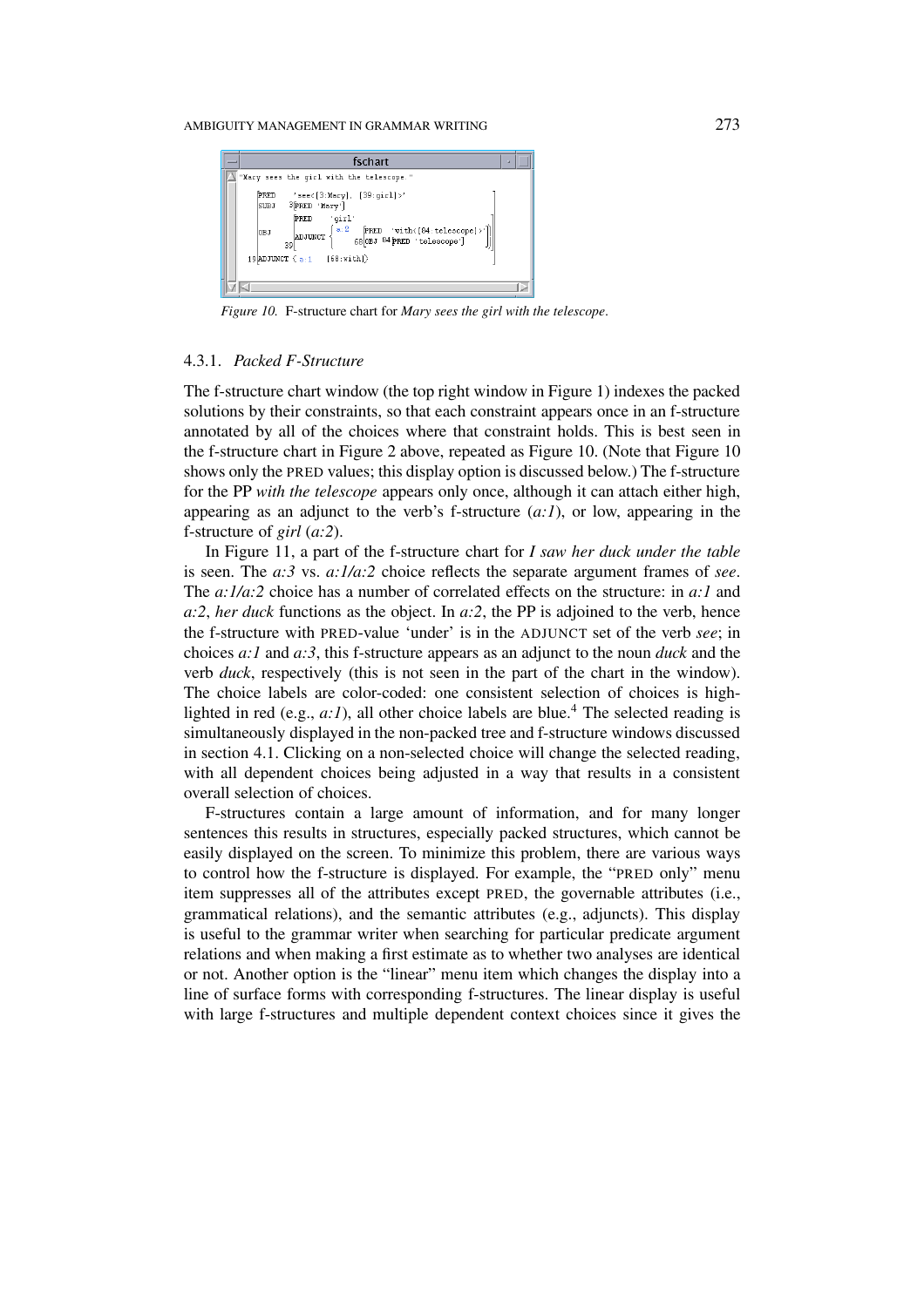*Figure 10.* F-structure chart for *Mary sees the girl with the telescope*.

#### 4.3.1. *Packed F-Structure*

The f-structure chart window (the top right window in Figure 1) indexes the packed solutions by their constraints, so that each constraint appears once in an f-structure annotated by all of the choices where that constraint holds. This is best seen in the f-structure chart in Figure 2 above, repeated as Figure 10. (Note that Figure 10 shows only the PRED values; this display option is discussed below.) The f-structure for the PP *with the telescope* appears only once, although it can attach either high, appearing as an adjunct to the verb's f-structure (*a:1*), or low, appearing in the f-structure of *girl* (*a:2*).

In Figure 11, a part of the f-structure chart for *I saw her duck under the table* is seen. The *a:3* vs. *a:1/a:2* choice reflects the separate argument frames of *see*. The *a:1/a:2* choice has a number of correlated effects on the structure: in *a:1* and *a:2*, *her duck* functions as the object. In *a:2*, the PP is adjoined to the verb, hence the f-structure with PRED-value 'under' is in the ADJUNCT set of the verb *see*; in choices *a:1* and *a:3*, this f-structure appears as an adjunct to the noun *duck* and the verb *duck*, respectively (this is not seen in the part of the chart in the window). The choice labels are color-coded: one consistent selection of choices is highlighted in red (e.g., *a:1*), all other choice labels are blue.[4] The selected reading is simultaneously displayed in the non-packed tree and f-structure windows discussed in section 4.1. Clicking on a non-selected choice will change the selected reading, with all dependent choices being adjusted in a way that results in a consistent overall selection of choices.

F-structures contain a large amount of information, and for many longer sentences this results in structures, especially packed structures, which cannot be easily displayed on the screen. To minimize this problem, there are various ways to control how the f-structure is displayed. For example, the "PRED only" menu item suppresses all of the attributes except PRED, the governable attributes (i.e., grammatical relations), and the semantic attributes (e.g., adjuncts). This display is useful to the grammar writer when searching for particular predicate argument relations and when making a first estimate as to whether two analyses are identical or not. Another option is the "linear" menu item which changes the display into a line of surface forms with corresponding f-structures. The linear display is useful with large f-structures and multiple dependent context choices since it gives the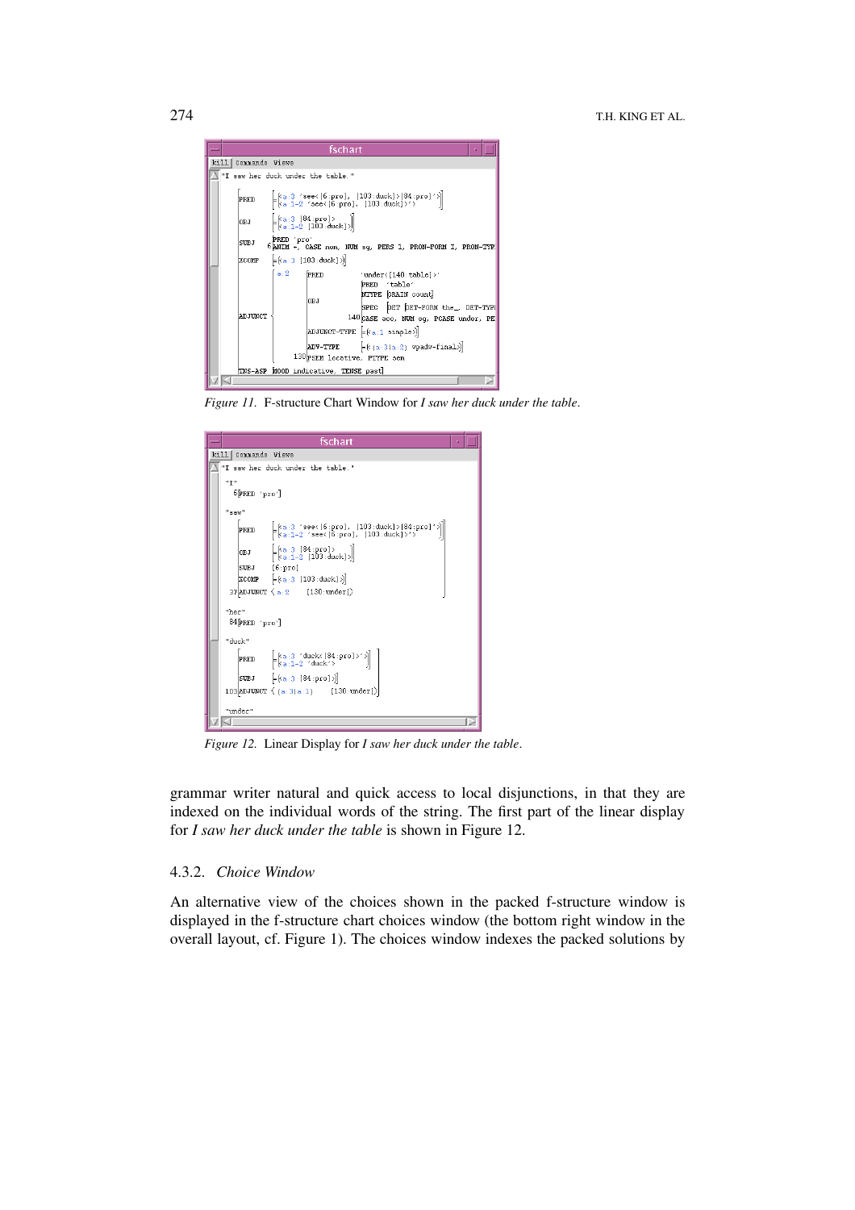*Figure 11.* F-structure Chart Window for *I saw her duck under the table*.

*Figure 12.* Linear Display for *I saw her duck under the table*.

grammar writer natural and quick access to local disjunctions, in that they are indexed on the individual words of the string. The first part of the linear display for *I saw her duck under the table* is shown in Figure 12.

### 4.3.2. *Choice Window*

An alternative view of the choices shown in the packed f-structure window is displayed in the f-structure chart choices window (the bottom right window in the overall layout, cf. Figure 1). The choices window indexes the packed solutions by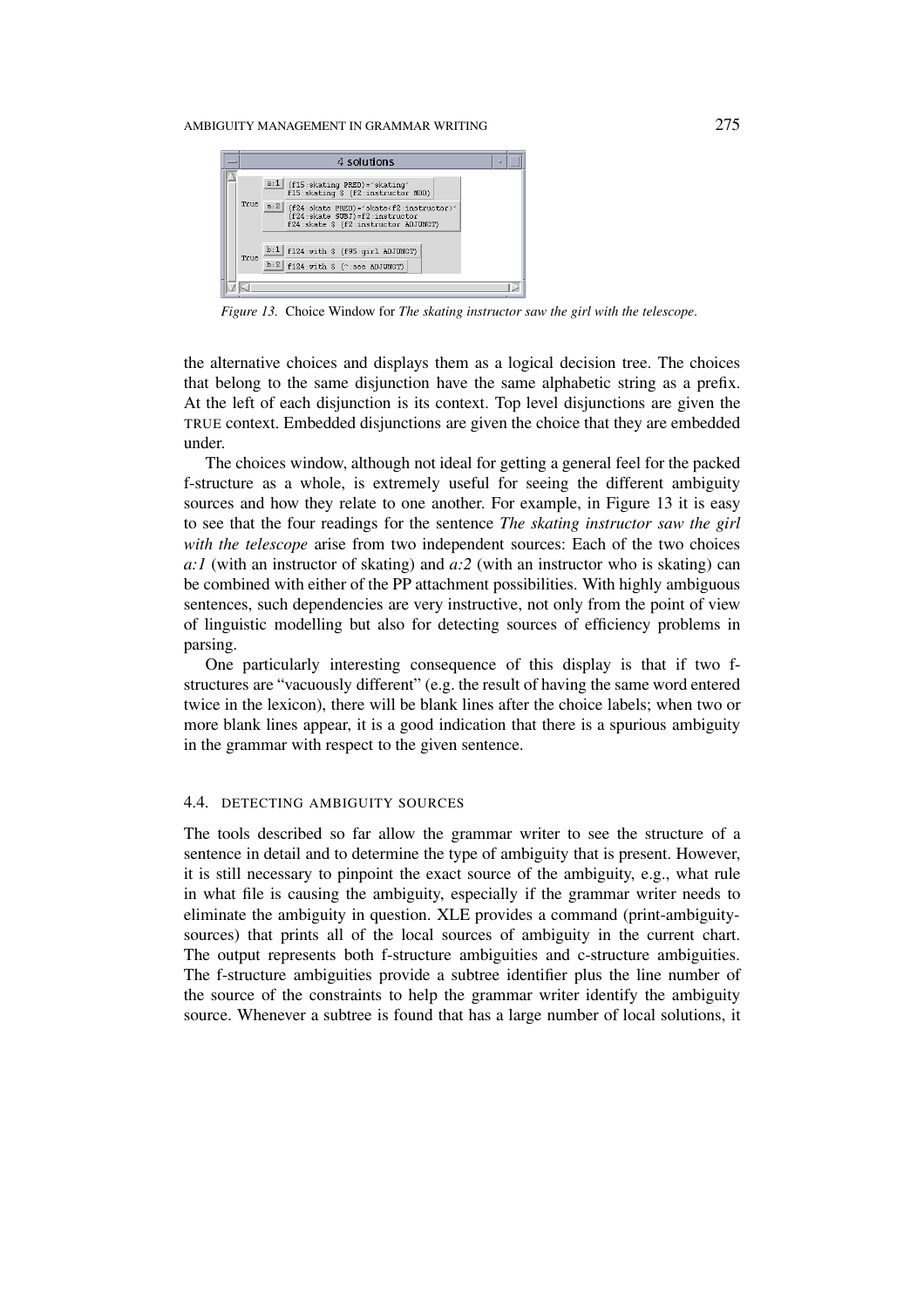*Figure 13.* Choice Window for *The skating instructor saw the girl with the telescope*.

the alternative choices and displays them as a logical decision tree. The choices that belong to the same disjunction have the same alphabetic string as a prefix. At the left of each disjunction is its context. Top level disjunctions are given the TRUE context. Embedded disjunctions are given the choice that they are embedded under.

The choices window, although not ideal for getting a general feel for the packed f-structure as a whole, is extremely useful for seeing the different ambiguity sources and how they relate to one another. For example, in Figure 13 it is easy to see that the four readings for the sentence *The skating instructor saw the girl with the telescope* arise from two independent sources: Each of the two choices *a:1* (with an instructor of skating) and *a:2* (with an instructor who is skating) can be combined with either of the PP attachment possibilities. With highly ambiguous sentences, such dependencies are very instructive, not only from the point of view of linguistic modelling but also for detecting sources of efficiency problems in parsing.

One particularly interesting consequence of this display is that if two f-structures are "vacuously different" (e.g. the result of having the same word entered twice in the lexicon), there will be blank lines after the choice labels; when two or more blank lines appear, it is a good indication that there is a spurious ambiguity in the grammar with respect to the given sentence.

### 4.4. DETECTING AMBIGUITY SOURCES

The tools described so far allow the grammar writer to see the structure of a sentence in detail and to determine the type of ambiguity that is present. However, it is still necessary to pinpoint the exact source of the ambiguity, e.g., what rule in what file is causing the ambiguity, especially if the grammar writer needs to eliminate the ambiguity in question. XLE provides a command (print-ambiguity-sources) that prints all of the local sources of ambiguity in the current chart. The output represents both f-structure ambiguities and c-structure ambiguities. The f-structure ambiguities provide a subtree identifier plus the line number of the source of the constraints to help the grammar writer identify the ambiguity source. Whenever a subtree is found that has a large number of local solutions, it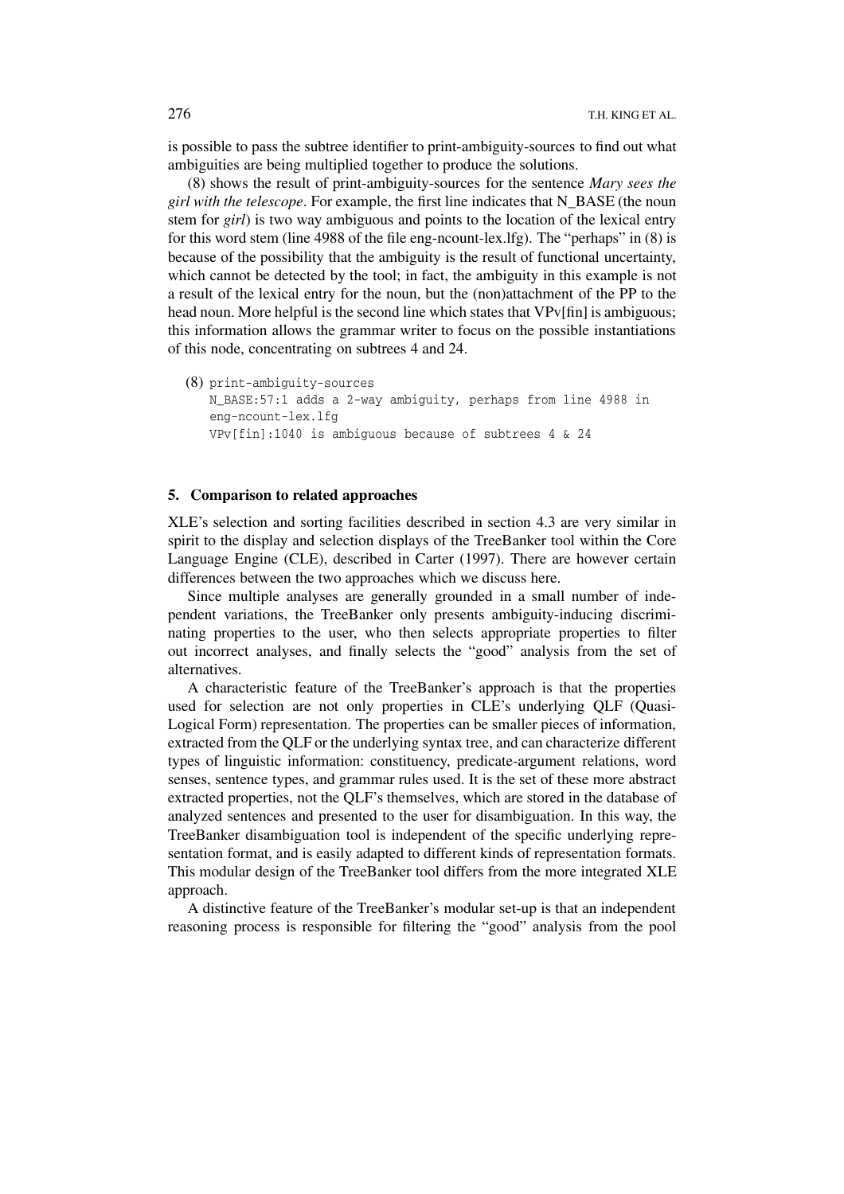is possible to pass the subtree identifier to print-ambiguity-sources to find out what ambiguities are being multiplied together to produce the solutions.

(8) shows the result of print-ambiguity-sources for the sentence *Mary sees the girl with the telescope*. For example, the first line indicates that N_BASE (the noun stem for *girl*) is two way ambiguous and points to the location of the lexical entry for this word stem (line 4988 of the file eng-ncount-lex.lfg). The "perhaps" in (8) is because of the possibility that the ambiguity is the result of functional uncertainty, which cannot be detected by the tool; in fact, the ambiguity in this example is not a result of the lexical entry for the noun, but the (non)attachment of the PP to the head noun. More helpful is the second line which states that VPv[fin] is ambiguous; this information allows the grammar writer to focus on the possible instantiations of this node, concentrating on subtrees 4 and 24.

(8)
```
print-ambiguity-sources
N_BASE:57:1 adds a 2-way ambiguity, perhaps from line 4988 in
eng-ncount-lex.lfg
VPv[fin]:1040 is ambiguous because of subtrees 4 & 24
```

## 5. Comparison to related approaches

XLE's selection and sorting facilities described in section 4.3 are very similar in spirit to the display and selection displays of the TreeBanker tool within the Core Language Engine (CLE), described in Carter (1997). There are however certain differences between the two approaches which we discuss here.

Since multiple analyses are generally grounded in a small number of independent variations, the TreeBanker only presents ambiguity-inducing discriminating properties to the user, who then selects appropriate properties to filter out incorrect analyses, and finally selects the "good" analysis from the set of alternatives.

A characteristic feature of the TreeBanker's approach is that the properties used for selection are not only properties in CLE's underlying QLF (Quasi-Logical Form) representation. The properties can be smaller pieces of information, extracted from the QLF or the underlying syntax tree, and can characterize different types of linguistic information: constituency, predicate-argument relations, word senses, sentence types, and grammar rules used. It is the set of these more abstract extracted properties, not the QLF's themselves, which are stored in the database of analyzed sentences and presented to the user for disambiguation. In this way, the TreeBanker disambiguation tool is independent of the specific underlying representation format, and is easily adapted to different kinds of representation formats. This modular design of the TreeBanker tool differs from the more integrated XLE approach.

A distinctive feature of the TreeBanker's modular set-up is that an independent reasoning process is responsible for filtering the "good" analysis from the pool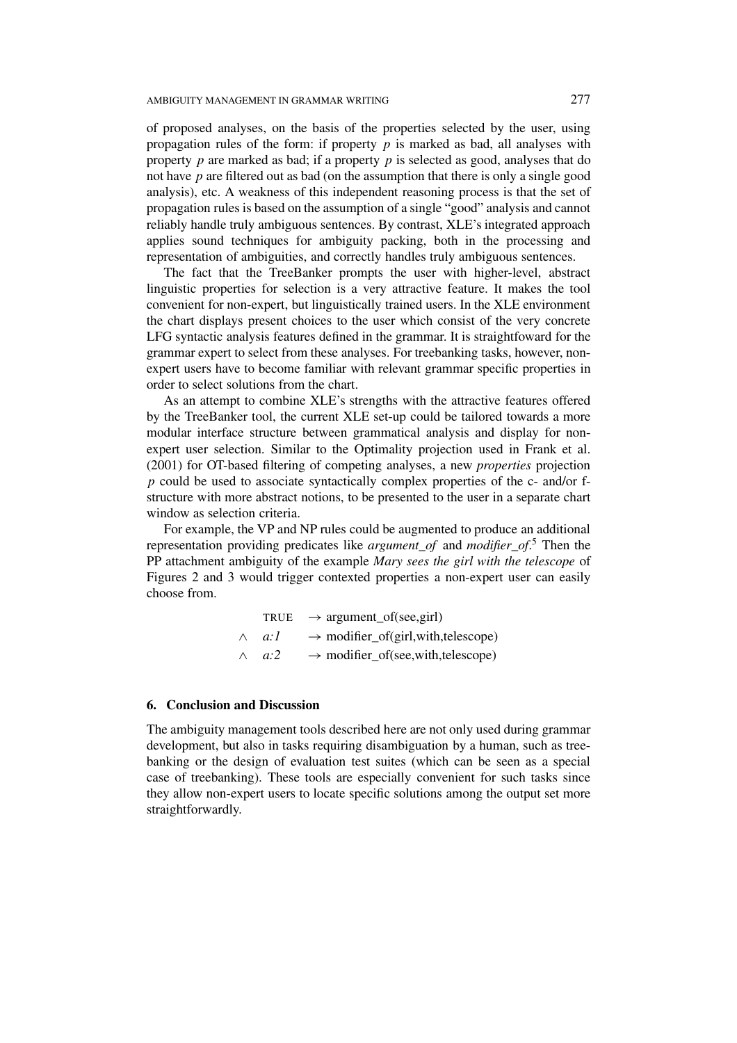of proposed analyses, on the basis of the properties selected by the user, using propagation rules of the form: if property $p$ is marked as bad, all analyses with property $p$ are marked as bad; if a property $p$ is selected as good, analyses that do not have $p$ are filtered out as bad (on the assumption that there is only a single good analysis), etc. A weakness of this independent reasoning process is that the set of propagation rules is based on the assumption of a single "good" analysis and cannot reliably handle truly ambiguous sentences. By contrast, XLE's integrated approach applies sound techniques for ambiguity packing, both in the processing and representation of ambiguities, and correctly handles truly ambiguous sentences.

The fact that the TreeBanker prompts the user with higher-level, abstract linguistic properties for selection is a very attractive feature. It makes the tool convenient for non-expert, but linguistically trained users. In the XLE environment the chart displays present choices to the user which consist of the very concrete LFG syntactic analysis features defined in the grammar. It is straightfoward for the grammar expert to select from these analyses. For treebanking tasks, however, non-expert users have to become familiar with relevant grammar specific properties in order to select solutions from the chart.

As an attempt to combine XLE's strengths with the attractive features offered by the TreeBanker tool, the current XLE set-up could be tailored towards a more modular interface structure between grammatical analysis and display for non-expert user selection. Similar to the Optimality projection used in Frank et al. (2001) for OT-based filtering of competing analyses, a new *properties* projection $p$ could be used to associate syntactically complex properties of the c- and/or f-structure with more abstract notions, to be presented to the user in a separate chart window as selection criteria.

For example, the VP and NP rules could be augmented to produce an additional representation providing predicates like *argument_of* and *modifier_of*.[5] Then the PP attachment ambiguity of the example *Mary sees the girl with the telescope* of Figures 2 and 3 would trigger contexted properties a non-expert user can easily choose from.

$$
\begin{aligned}
& \text{TRUE} && \rightarrow \text{argument\_of(see,girl)} \\
\wedge\ & a{:}1 && \rightarrow \text{modifier\_of(girl,with,telescope)} \\
\wedge\ & a{:}2 && \rightarrow \text{modifier\_of(see,with,telescope)}
\end{aligned}
$$

## 6. Conclusion and Discussion

The ambiguity management tools described here are not only used during grammar development, but also in tasks requiring disambiguation by a human, such as tree-banking or the design of evaluation test suites (which can be seen as a special case of treebanking). These tools are especially convenient for such tasks since they allow non-expert users to locate specific solutions among the output set more straightforwardly.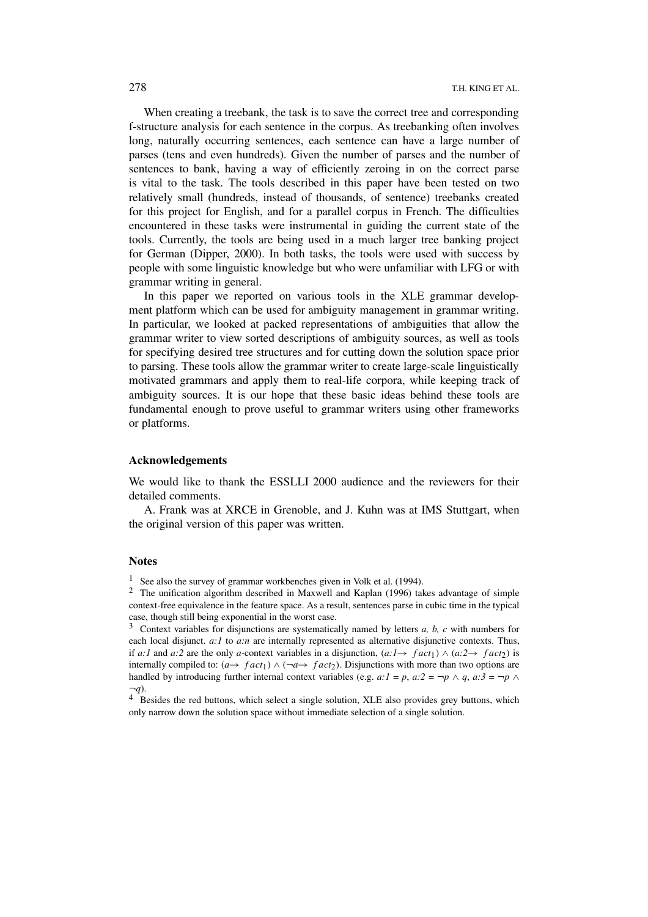When creating a treebank, the task is to save the correct tree and corresponding f-structure analysis for each sentence in the corpus. As treebanking often involves long, naturally occurring sentences, each sentence can have a large number of parses (tens and even hundreds). Given the number of parses and the number of sentences to bank, having a way of efficiently zeroing in on the correct parse is vital to the task. The tools described in this paper have been tested on two relatively small (hundreds, instead of thousands, of sentence) treebanks created for this project for English, and for a parallel corpus in French. The difficulties encountered in these tasks were instrumental in guiding the current state of the tools. Currently, the tools are being used in a much larger tree banking project for German (Dipper, 2000). In both tasks, the tools were used with success by people with some linguistic knowledge but who were unfamiliar with LFG or with grammar writing in general.

In this paper we reported on various tools in the XLE grammar development platform which can be used for ambiguity management in grammar writing. In particular, we looked at packed representations of ambiguities that allow the grammar writer to view sorted descriptions of ambiguity sources, as well as tools for specifying desired tree structures and for cutting down the solution space prior to parsing. These tools allow the grammar writer to create large-scale linguistically motivated grammars and apply them to real-life corpora, while keeping track of ambiguity sources. It is our hope that these basic ideas behind these tools are fundamental enough to prove useful to grammar writers using other frameworks or platforms.

## Acknowledgements

We would like to thank the ESSLLI 2000 audience and the reviewers for their detailed comments.

A. Frank was at XRCE in Grenoble, and J. Kuhn was at IMS Stuttgart, when the original version of this paper was written.

## Notes

[1] See also the survey of grammar workbenches given in Volk et al. (1994).

[2] The unification algorithm described in Maxwell and Kaplan (1996) takes advantage of simple context-free equivalence in the feature space. As a result, sentences parse in cubic time in the typical case, though still being exponential in the worst case.

[3] Context variables for disjunctions are systematically named by letters *a, b, c* with numbers for each local disjunct. *a:1* to *a:n* are internally represented as alternative disjunctive contexts. Thus, if *a:1* and *a:2* are the only *a*-context variables in a disjunction, $(a{:}1 \rightarrow fact_1) \wedge (a{:}2 \rightarrow fact_2)$ is internally compiled to: $(a \rightarrow fact_1) \wedge (\neg a \rightarrow fact_2)$. Disjunctions with more than two options are handled by introducing further internal context variables (e.g. $a{:}1 = p$, $a{:}2 = \neg p \wedge q$, $a{:}3 = \neg p \wedge \neg q$).

[4] Besides the red buttons, which select a single solution, XLE also provides grey buttons, which only narrow down the solution space without immediate selection of a single solution.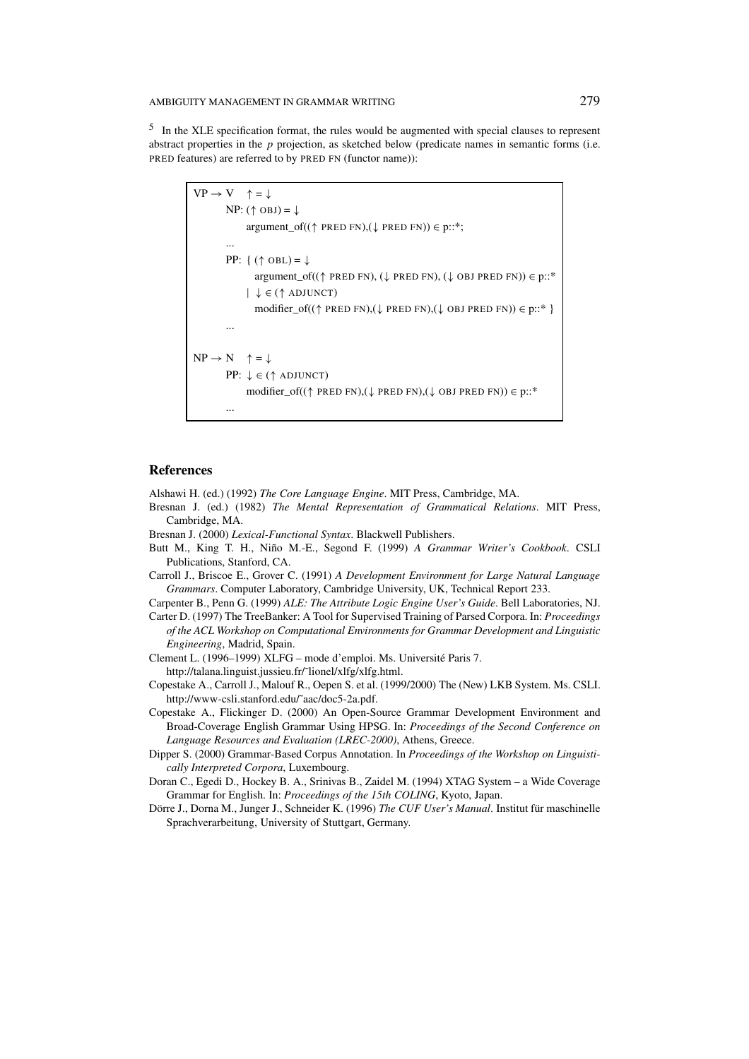[5] In the XLE specification format, the rules would be augmented with special clauses to represent abstract properties in the *p* projection, as sketched below (predicate names in semantic forms (i.e. PRED features) are referred to by PRED FN (functor name)):

```
VP → V    ↑ = ↓
       NP: (↑ OBJ) = ↓
            argument_of((↑ PRED FN),(↓ PRED FN)) ∈ p::*;
       ...
       PP: { (↑ OBL) = ↓
               argument_of((↑ PRED FN), (↓ PRED FN), (↓ OBJ PRED FN)) ∈ p::*
             | ↓ ∈ (↑ ADJUNCT)
               modifier_of((↑ PRED FN),(↓ PRED FN),(↓ OBJ PRED FN)) ∈ p::* }
       ...

NP → N    ↑ = ↓
       PP: ↓ ∈ (↑ ADJUNCT)
            modifier_of((↑ PRED FN),(↓ PRED FN),(↓ OBJ PRED FN)) ∈ p::*
       ...
```

## References

Alshawi H. (ed.) (1992) *The Core Language Engine*. MIT Press, Cambridge, MA.

Bresnan J. (ed.) (1982) *The Mental Representation of Grammatical Relations*. MIT Press, Cambridge, MA.

Bresnan J. (2000) *Lexical-Functional Syntax*. Blackwell Publishers.

Butt M., King T. H., Niño M.-E., Segond F. (1999) *A Grammar Writer's Cookbook*. CSLI Publications, Stanford, CA.

Carroll J., Briscoe E., Grover C. (1991) *A Development Environment for Large Natural Language Grammars*. Computer Laboratory, Cambridge University, UK, Technical Report 233.

Carpenter B., Penn G. (1999) *ALE: The Attribute Logic Engine User's Guide*. Bell Laboratories, NJ.

Carter D. (1997) The TreeBanker: A Tool for Supervised Training of Parsed Corpora. In: *Proceedings of the ACL Workshop on Computational Environments for Grammar Development and Linguistic Engineering*, Madrid, Spain.

Clement L. (1996–1999) XLFG – mode d'emploi. Ms. Université Paris 7. http://talana.linguist.jussieu.fr/˜lionel/xlfg/xlfg.html.

Copestake A., Carroll J., Malouf R., Oepen S. et al. (1999/2000) The (New) LKB System. Ms. CSLI. http://www-csli.stanford.edu/˜aac/doc5-2a.pdf.

Copestake A., Flickinger D. (2000) An Open-Source Grammar Development Environment and Broad-Coverage English Grammar Using HPSG. In: *Proceedings of the Second Conference on Language Resources and Evaluation (LREC-2000)*, Athens, Greece.

Dipper S. (2000) Grammar-Based Corpus Annotation. In *Proceedings of the Workshop on Linguistically Interpreted Corpora*, Luxembourg.

Doran C., Egedi D., Hockey B. A., Srinivas B., Zaidel M. (1994) XTAG System – a Wide Coverage Grammar for English. In: *Proceedings of the 15th COLING*, Kyoto, Japan.

Dörre J., Dorna M., Junger J., Schneider K. (1996) *The CUF User's Manual*. Institut für maschinelle Sprachverarbeitung, University of Stuttgart, Germany.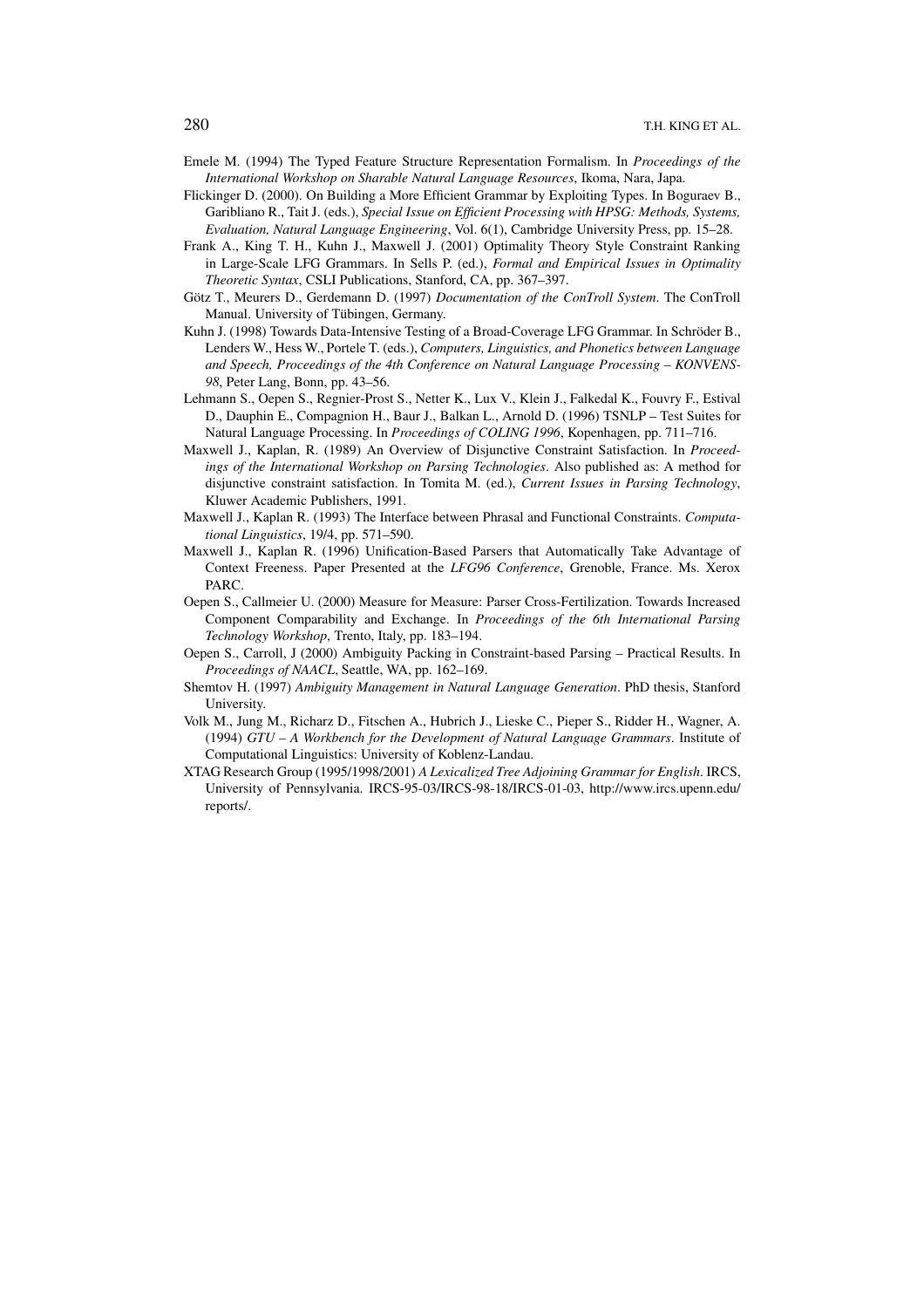Emele M. (1994) The Typed Feature Structure Representation Formalism. In *Proceedings of the International Workshop on Sharable Natural Language Resources*, Ikoma, Nara, Japa.

Flickinger D. (2000). On Building a More Efficient Grammar by Exploiting Types. In Boguraev B., Garibliano R., Tait J. (eds.), *Special Issue on Efficient Processing with HPSG: Methods, Systems, Evaluation, Natural Language Engineering*, Vol. 6(1), Cambridge University Press, pp. 15–28.

Frank A., King T. H., Kuhn J., Maxwell J. (2001) Optimality Theory Style Constraint Ranking in Large-Scale LFG Grammars. In Sells P. (ed.), *Formal and Empirical Issues in Optimality Theoretic Syntax*, CSLI Publications, Stanford, CA, pp. 367–397.

Götz T., Meurers D., Gerdemann D. (1997) *Documentation of the ConTroll System*. The ConTroll Manual. University of Tübingen, Germany.

Kuhn J. (1998) Towards Data-Intensive Testing of a Broad-Coverage LFG Grammar. In Schröder B., Lenders W., Hess W., Portele T. (eds.), *Computers, Linguistics, and Phonetics between Language and Speech, Proceedings of the 4th Conference on Natural Language Processing – KONVENS-98*, Peter Lang, Bonn, pp. 43–56.

Lehmann S., Oepen S., Regnier-Prost S., Netter K., Lux V., Klein J., Falkedal K., Fouvry F., Estival D., Dauphin E., Compagnion H., Baur J., Balkan L., Arnold D. (1996) TSNLP – Test Suites for Natural Language Processing. In *Proceedings of COLING 1996*, Kopenhagen, pp. 711–716.

Maxwell J., Kaplan, R. (1989) An Overview of Disjunctive Constraint Satisfaction. In *Proceedings of the International Workshop on Parsing Technologies*. Also published as: A method for disjunctive constraint satisfaction. In Tomita M. (ed.), *Current Issues in Parsing Technology*, Kluwer Academic Publishers, 1991.

Maxwell J., Kaplan R. (1993) The Interface between Phrasal and Functional Constraints. *Computational Linguistics*, 19/4, pp. 571–590.

Maxwell J., Kaplan R. (1996) Unification-Based Parsers that Automatically Take Advantage of Context Freeness. Paper Presented at the *LFG96 Conference*, Grenoble, France. Ms. Xerox PARC.

Oepen S., Callmeier U. (2000) Measure for Measure: Parser Cross-Fertilization. Towards Increased Component Comparability and Exchange. In *Proceedings of the 6th International Parsing Technology Workshop*, Trento, Italy, pp. 183–194.

Oepen S., Carroll, J (2000) Ambiguity Packing in Constraint-based Parsing – Practical Results. In *Proceedings of NAACL*, Seattle, WA, pp. 162–169.

Shemtov H. (1997) *Ambiguity Management in Natural Language Generation*. PhD thesis, Stanford University.

Volk M., Jung M., Richarz D., Fitschen A., Hubrich J., Lieske C., Pieper S., Ridder H., Wagner, A. (1994) *GTU – A Workbench for the Development of Natural Language Grammars*. Institute of Computational Linguistics: University of Koblenz-Landau.

XTAG Research Group (1995/1998/2001) *A Lexicalized Tree Adjoining Grammar for English*. IRCS, University of Pennsylvania. IRCS-95-03/IRCS-98-18/IRCS-01-03, http://www.ircs.upenn.edu/reports/.